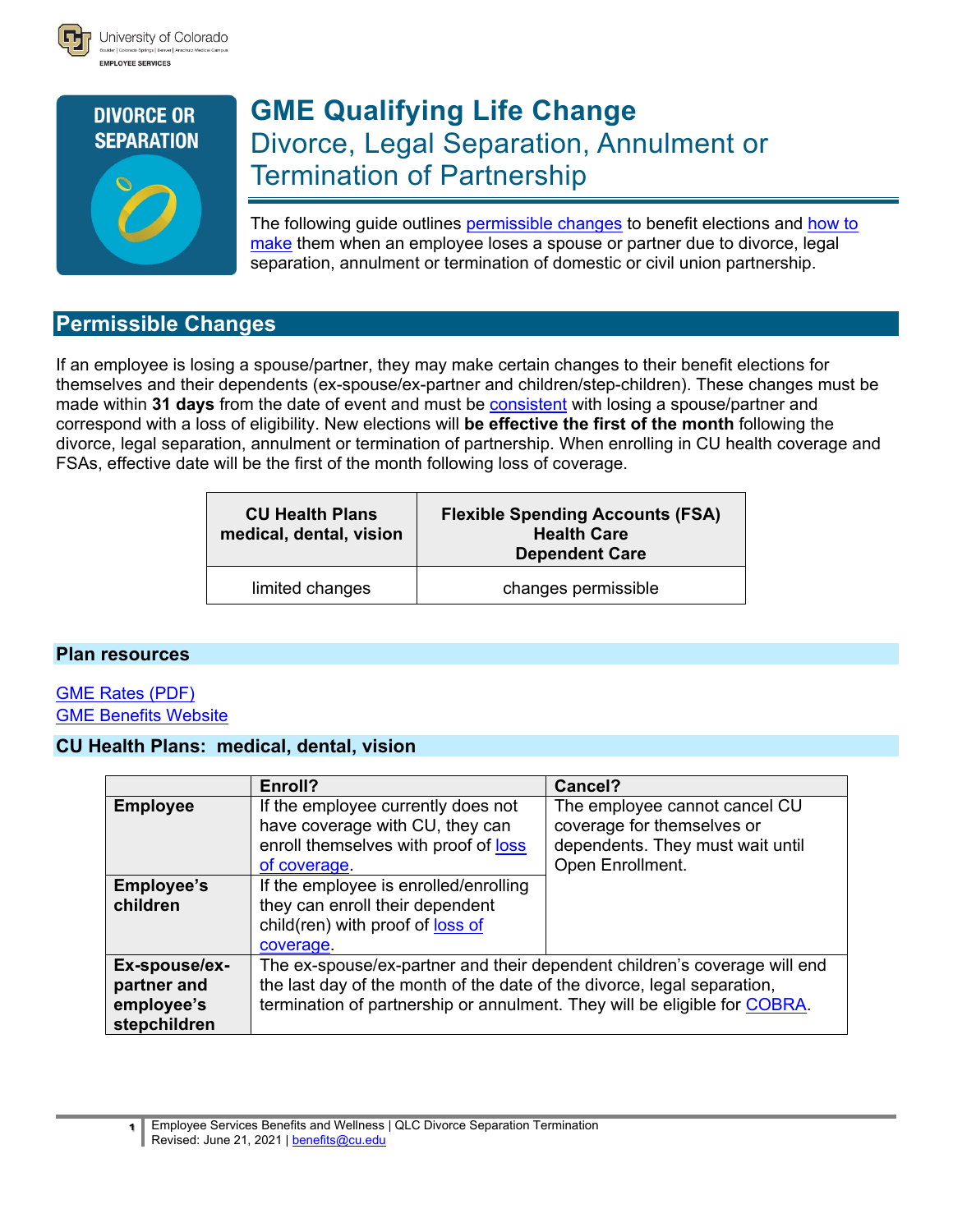University of Colorado
Boulder | Colorado Springs | Denver | Anschutz Medical Campus
EMPLOYEE SERVICES

DIVORCE OR SEPARATION

# GME Qualifying Life Change

## Divorce, Legal Separation, Annulment or Termination of Partnership

The following guide outlines permissible changes to benefit elections and how to make them when an employee loses a spouse or partner due to divorce, legal separation, annulment or termination of domestic or civil union partnership.

## Permissible Changes

If an employee is losing a spouse/partner, they may make certain changes to their benefit elections for themselves and their dependents (ex-spouse/ex-partner and children/step-children). These changes must be made within **31 days** from the date of event and must be consistent with losing a spouse/partner and correspond with a loss of eligibility. New elections will **be effective the first of the month** following the divorce, legal separation, annulment or termination of partnership. When enrolling in CU health coverage and FSAs, effective date will be the first of the month following loss of coverage.

| CU Health Plans medical, dental, vision | Flexible Spending Accounts (FSA) Health Care Dependent Care |
|---|---|
| limited changes | changes permissible |

### Plan resources

GME Rates (PDF)
GME Benefits Website

### CU Health Plans: medical, dental, vision

| | Enroll? | Cancel? |
|---|---|---|
| **Employee** | If the employee currently does not have coverage with CU, they can enroll themselves with proof of loss of coverage. | The employee cannot cancel CU coverage for themselves or dependents. They must wait until Open Enrollment. |
| **Employee's children** | If the employee is enrolled/enrolling they can enroll their dependent child(ren) with proof of loss of coverage. | |
| **Ex-spouse/ex-partner and employee's stepchildren** | The ex-spouse/ex-partner and their dependent children's coverage will end the last day of the month of the date of the divorce, legal separation, termination of partnership or annulment. They will be eligible for COBRA. | |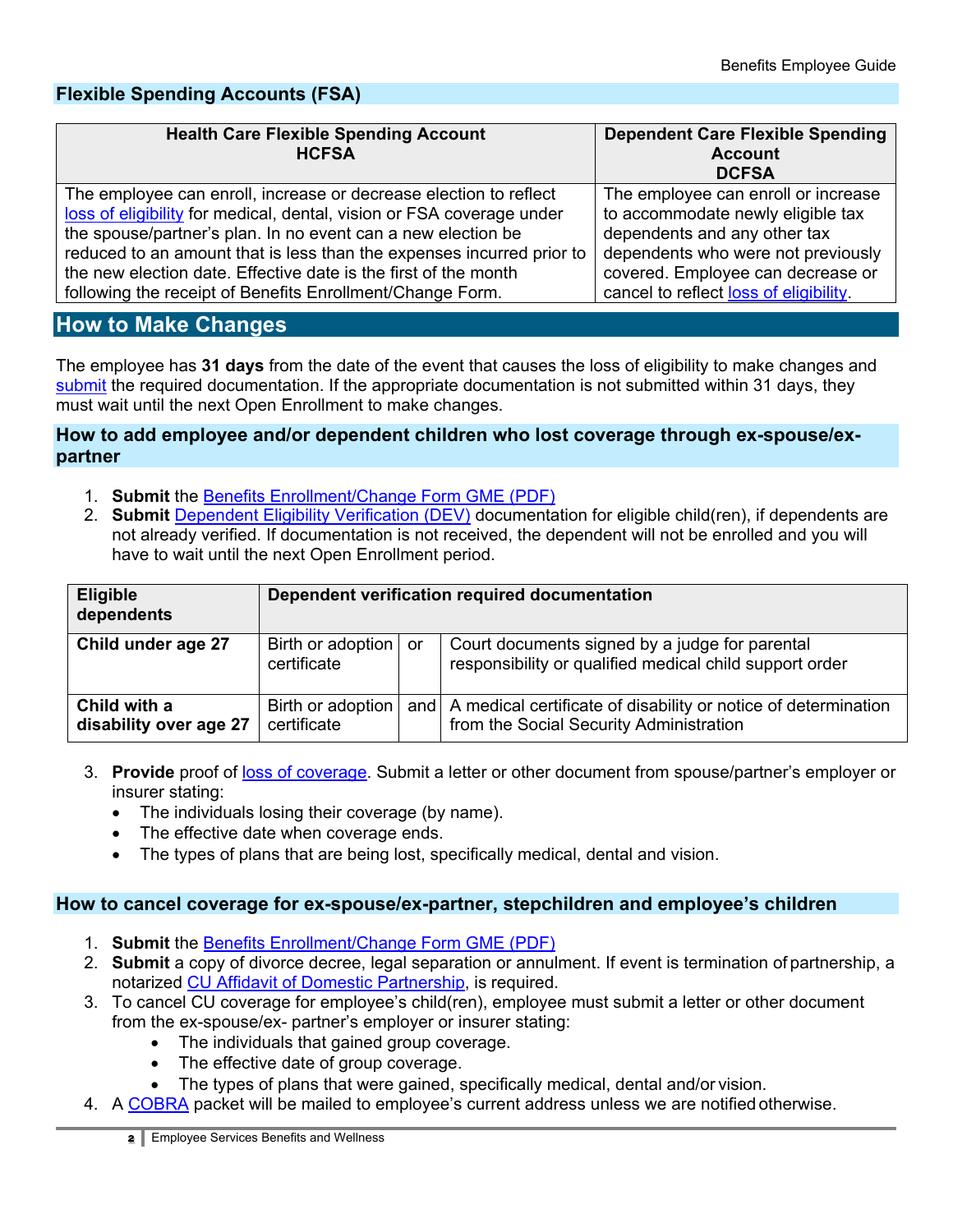## Flexible Spending Accounts (FSA)

| Health Care Flexible Spending Account HCFSA | Dependent Care Flexible Spending Account DCFSA |
|---|---|
| The employee can enroll, increase or decrease election to reflect loss of eligibility for medical, dental, vision or FSA coverage under the spouse/partner's plan. In no event can a new election be reduced to an amount that is less than the expenses incurred prior to the new election date. Effective date is the first of the month following the receipt of Benefits Enrollment/Change Form. | The employee can enroll or increase to accommodate newly eligible tax dependents and any other tax dependents who were not previously covered. Employee can decrease or cancel to reflect loss of eligibility. |

# How to Make Changes

The employee has **31 days** from the date of the event that causes the loss of eligibility to make changes and submit the required documentation. If the appropriate documentation is not submitted within 31 days, they must wait until the next Open Enrollment to make changes.

### How to add employee and/or dependent children who lost coverage through ex-spouse/ex-partner

1. **Submit** the Benefits Enrollment/Change Form GME (PDF)
2. **Submit** Dependent Eligibility Verification (DEV) documentation for eligible child(ren), if dependents are not already verified. If documentation is not received, the dependent will not be enrolled and you will have to wait until the next Open Enrollment period.

| Eligible dependents | Dependent verification required documentation | | |
|---|---|---|---|
| **Child under age 27** | Birth or adoption certificate | or | Court documents signed by a judge for parental responsibility or qualified medical child support order |
| **Child with a disability over age 27** | Birth or adoption certificate | and | A medical certificate of disability or notice of determination from the Social Security Administration |

3. **Provide** proof of loss of coverage. Submit a letter or other document from spouse/partner's employer or insurer stating:
   - The individuals losing their coverage (by name).
   - The effective date when coverage ends.
   - The types of plans that are being lost, specifically medical, dental and vision.

### How to cancel coverage for ex-spouse/ex-partner, stepchildren and employee's children

1. **Submit** the Benefits Enrollment/Change Form GME (PDF)
2. **Submit** a copy of divorce decree, legal separation or annulment. If event is termination of partnership, a notarized CU Affidavit of Domestic Partnership, is required.
3. To cancel CU coverage for employee's child(ren), employee must submit a letter or other document from the ex-spouse/ex- partner's employer or insurer stating:
   - The individuals that gained group coverage.
   - The effective date of group coverage.
   - The types of plans that were gained, specifically medical, dental and/or vision.
4. A COBRA packet will be mailed to employee's current address unless we are notified otherwise.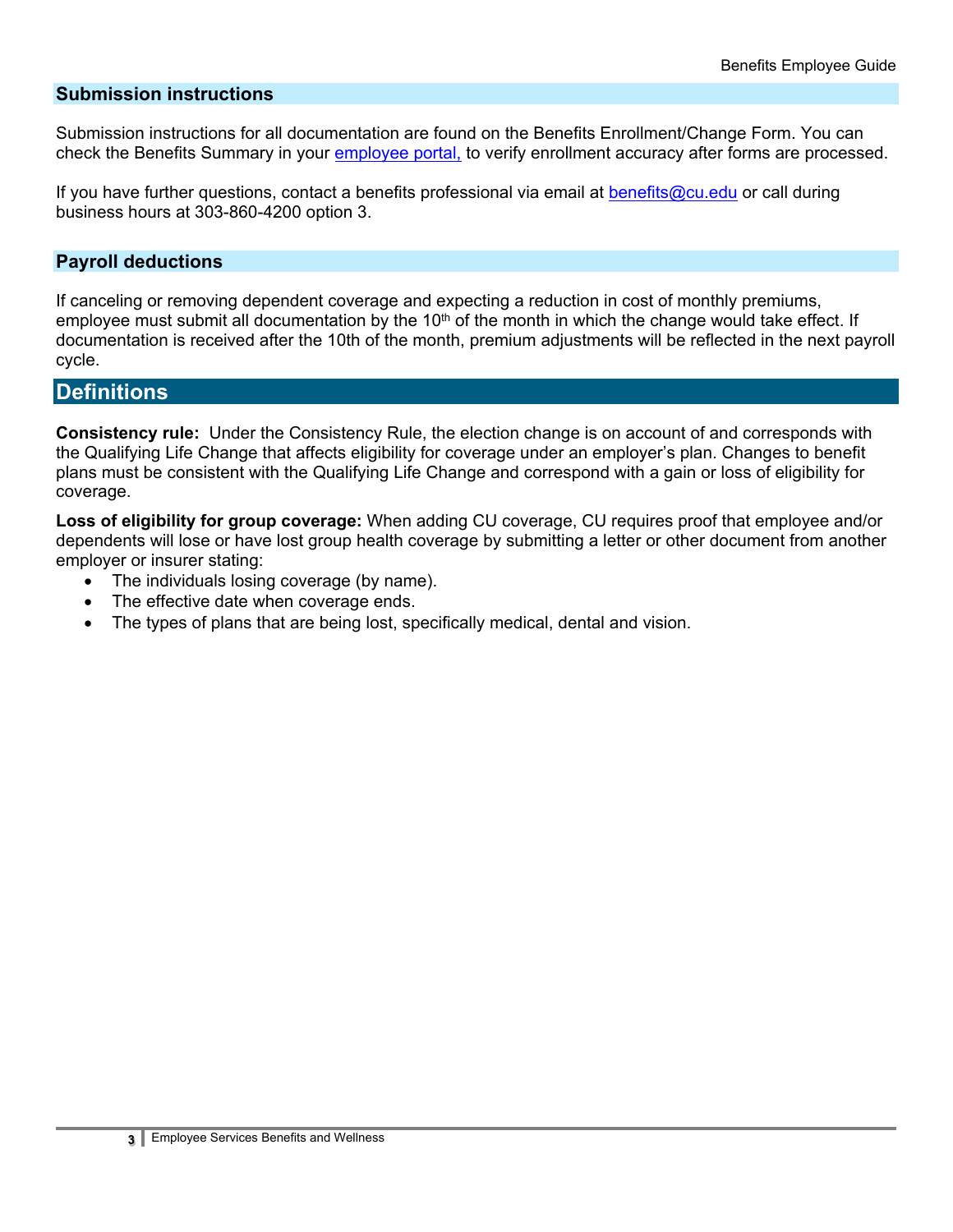## Submission instructions

Submission instructions for all documentation are found on the Benefits Enrollment/Change Form. You can check the Benefits Summary in your [employee portal,](#) to verify enrollment accuracy after forms are processed.

If you have further questions, contact a benefits professional via email at [benefits@cu.edu](mailto:benefits@cu.edu) or call during business hours at 303-860-4200 option 3.

## Payroll deductions

If canceling or removing dependent coverage and expecting a reduction in cost of monthly premiums, employee must submit all documentation by the 10th of the month in which the change would take effect. If documentation is received after the 10th of the month, premium adjustments will be reflected in the next payroll cycle.

# Definitions

**Consistency rule:** Under the Consistency Rule, the election change is on account of and corresponds with the Qualifying Life Change that affects eligibility for coverage under an employer's plan. Changes to benefit plans must be consistent with the Qualifying Life Change and correspond with a gain or loss of eligibility for coverage.

**Loss of eligibility for group coverage:** When adding CU coverage, CU requires proof that employee and/or dependents will lose or have lost group health coverage by submitting a letter or other document from another employer or insurer stating:

- The individuals losing coverage (by name).
- The effective date when coverage ends.
- The types of plans that are being lost, specifically medical, dental and vision.